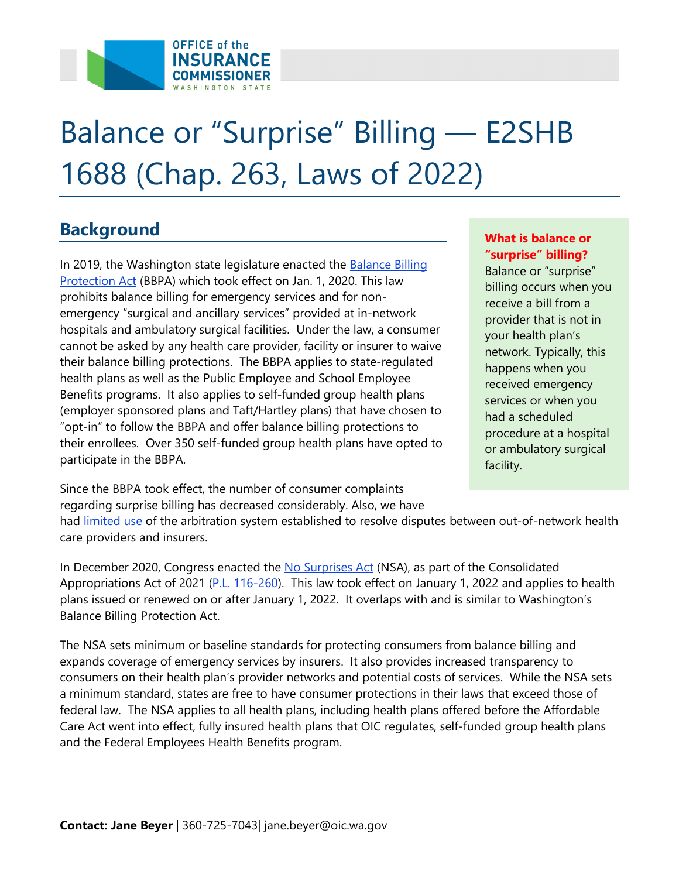# Balance or "Surprise" Billing — E2SHB 1688 (Chap. 263, Laws of 2022)

## Background

In 2019, the Washington state legislature enacted the Balance Billing Protection Act (BBPA) which took effect on Jan. 1, 2020. This law prohibits balance billing for emergency services and for non-emergency "surgical and ancillary services" provided at in-network hospitals and ambulatory surgical facilities. Under the law, a consumer cannot be asked by any health care provider, facility or insurer to waive their balance billing protections. The BBPA applies to state-regulated health plans as well as the Public Employee and School Employee Benefits programs. It also applies to self-funded group health plans (employer sponsored plans and Taft/Hartley plans) that have chosen to "opt-in" to follow the BBPA and offer balance billing protections to their enrollees. Over 350 self-funded group health plans have opted to participate in the BBPA.

> **What is balance or "surprise" billing?**
> Balance or "surprise" billing occurs when you receive a bill from a provider that is not in your health plan's network. Typically, this happens when you received emergency services or when you had a scheduled procedure at a hospital or ambulatory surgical facility.

Since the BBPA took effect, the number of consumer complaints regarding surprise billing has decreased considerably. Also, we have had limited use of the arbitration system established to resolve disputes between out-of-network health care providers and insurers.

In December 2020, Congress enacted the No Surprises Act (NSA), as part of the Consolidated Appropriations Act of 2021 (P.L. 116-260). This law took effect on January 1, 2022 and applies to health plans issued or renewed on or after January 1, 2022. It overlaps with and is similar to Washington's Balance Billing Protection Act.

The NSA sets minimum or baseline standards for protecting consumers from balance billing and expands coverage of emergency services by insurers. It also provides increased transparency to consumers on their health plan's provider networks and potential costs of services. While the NSA sets a minimum standard, states are free to have consumer protections in their laws that exceed those of federal law. The NSA applies to all health plans, including health plans offered before the Affordable Care Act went into effect, fully insured health plans that OIC regulates, self-funded group health plans and the Federal Employees Health Benefits program.

**Contact: Jane Beyer** | 360-725-7043| jane.beyer@oic.wa.gov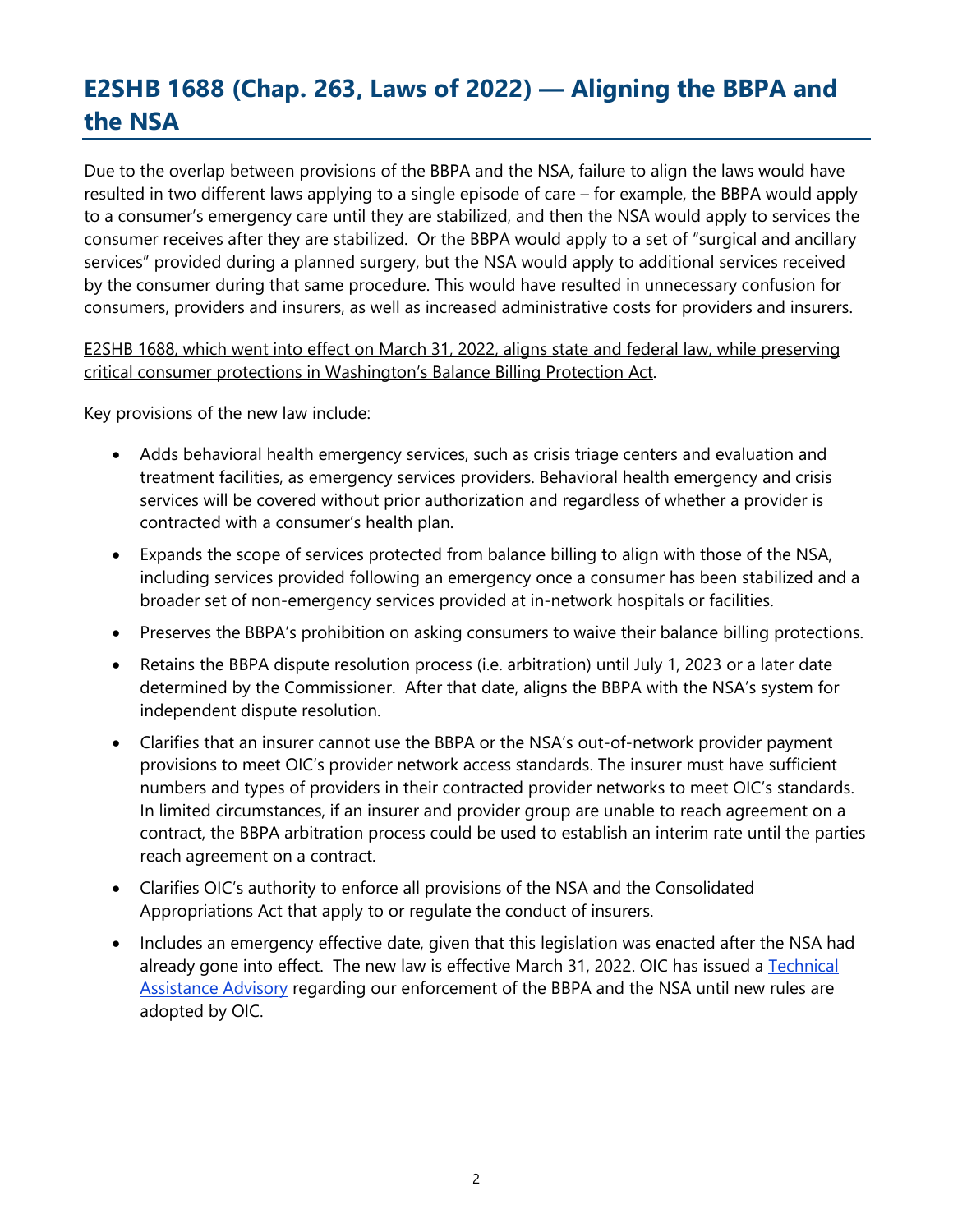## E2SHB 1688 (Chap. 263, Laws of 2022) — Aligning the BBPA and the NSA

Due to the overlap between provisions of the BBPA and the NSA, failure to align the laws would have resulted in two different laws applying to a single episode of care – for example, the BBPA would apply to a consumer's emergency care until they are stabilized, and then the NSA would apply to services the consumer receives after they are stabilized. Or the BBPA would apply to a set of "surgical and ancillary services" provided during a planned surgery, but the NSA would apply to additional services received by the consumer during that same procedure. This would have resulted in unnecessary confusion for consumers, providers and insurers, as well as increased administrative costs for providers and insurers.

E2SHB 1688, which went into effect on March 31, 2022, aligns state and federal law, while preserving critical consumer protections in Washington's Balance Billing Protection Act.

Key provisions of the new law include:

- Adds behavioral health emergency services, such as crisis triage centers and evaluation and treatment facilities, as emergency services providers. Behavioral health emergency and crisis services will be covered without prior authorization and regardless of whether a provider is contracted with a consumer's health plan.
- Expands the scope of services protected from balance billing to align with those of the NSA, including services provided following an emergency once a consumer has been stabilized and a broader set of non-emergency services provided at in-network hospitals or facilities.
- Preserves the BBPA's prohibition on asking consumers to waive their balance billing protections.
- Retains the BBPA dispute resolution process (i.e. arbitration) until July 1, 2023 or a later date determined by the Commissioner. After that date, aligns the BBPA with the NSA's system for independent dispute resolution.
- Clarifies that an insurer cannot use the BBPA or the NSA's out-of-network provider payment provisions to meet OIC's provider network access standards. The insurer must have sufficient numbers and types of providers in their contracted provider networks to meet OIC's standards. In limited circumstances, if an insurer and provider group are unable to reach agreement on a contract, the BBPA arbitration process could be used to establish an interim rate until the parties reach agreement on a contract.
- Clarifies OIC's authority to enforce all provisions of the NSA and the Consolidated Appropriations Act that apply to or regulate the conduct of insurers.
- Includes an emergency effective date, given that this legislation was enacted after the NSA had already gone into effect. The new law is effective March 31, 2022. OIC has issued a Technical Assistance Advisory regarding our enforcement of the BBPA and the NSA until new rules are adopted by OIC.